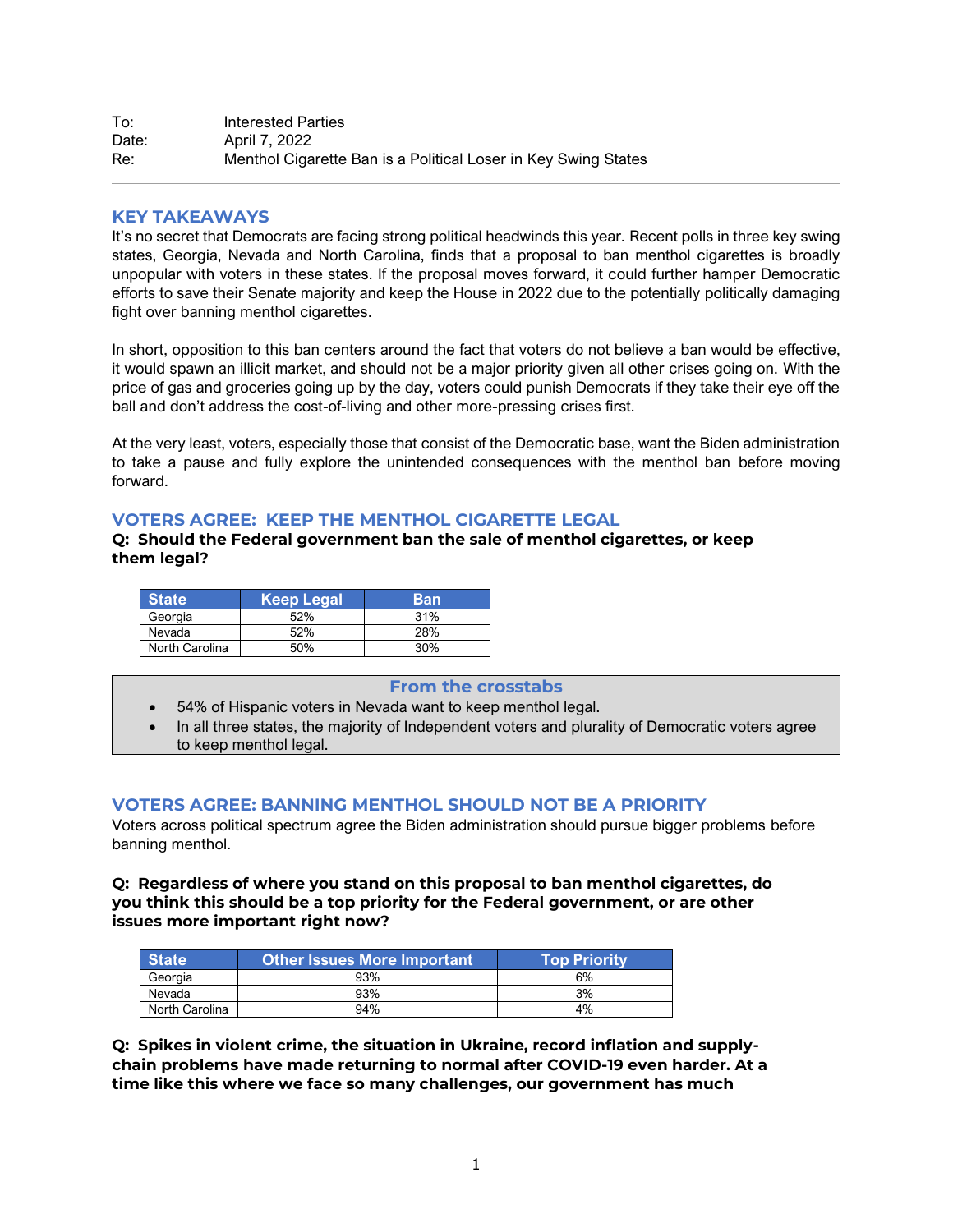To: Interested Parties
Date: April 7, 2022
Re: Menthol Cigarette Ban is a Political Loser in Key Swing States

---

## KEY TAKEAWAYS

It's no secret that Democrats are facing strong political headwinds this year. Recent polls in three key swing states, Georgia, Nevada and North Carolina, finds that a proposal to ban menthol cigarettes is broadly unpopular with voters in these states. If the proposal moves forward, it could further hamper Democratic efforts to save their Senate majority and keep the House in 2022 due to the potentially politically damaging fight over banning menthol cigarettes.

In short, opposition to this ban centers around the fact that voters do not believe a ban would be effective, it would spawn an illicit market, and should not be a major priority given all other crises going on. With the price of gas and groceries going up by the day, voters could punish Democrats if they take their eye off the ball and don't address the cost-of-living and other more-pressing crises first.

At the very least, voters, especially those that consist of the Democratic base, want the Biden administration to take a pause and fully explore the unintended consequences with the menthol ban before moving forward.

## VOTERS AGREE: KEEP THE MENTHOL CIGARETTE LEGAL

**Q: Should the Federal government ban the sale of menthol cigarettes, or keep them legal?**

| State | Keep Legal | Ban |
|---|---|---|
| Georgia | 52% | 31% |
| Nevada | 52% | 28% |
| North Carolina | 50% | 30% |

**From the crosstabs**

- 54% of Hispanic voters in Nevada want to keep menthol legal.
- In all three states, the majority of Independent voters and plurality of Democratic voters agree to keep menthol legal.

## VOTERS AGREE: BANNING MENTHOL SHOULD NOT BE A PRIORITY

Voters across political spectrum agree the Biden administration should pursue bigger problems before banning menthol.

**Q: Regardless of where you stand on this proposal to ban menthol cigarettes, do you think this should be a top priority for the Federal government, or are other issues more important right now?**

| State | Other Issues More Important | Top Priority |
|---|---|---|
| Georgia | 93% | 6% |
| Nevada | 93% | 3% |
| North Carolina | 94% | 4% |

**Q: Spikes in violent crime, the situation in Ukraine, record inflation and supply-chain problems have made returning to normal after COVID-19 even harder. At a time like this where we face so many challenges, our government has much**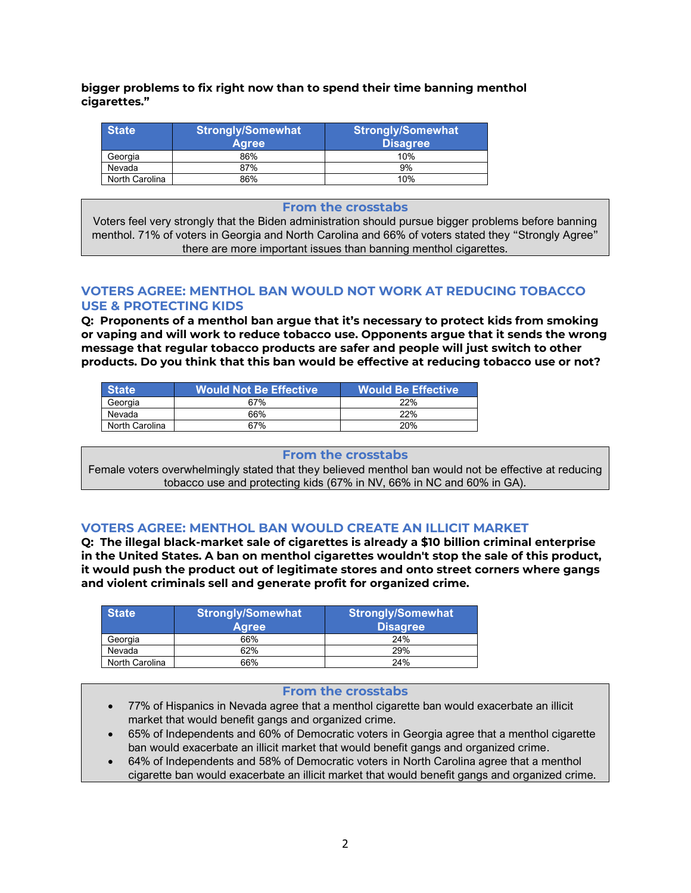**bigger problems to fix right now than to spend their time banning menthol cigarettes."**

| State | Strongly/Somewhat Agree | Strongly/Somewhat Disagree |
|---|---|---|
| Georgia | 86% | 10% |
| Nevada | 87% | 9% |
| North Carolina | 86% | 10% |

### From the crosstabs

Voters feel very strongly that the Biden administration should pursue bigger problems before banning menthol. 71% of voters in Georgia and North Carolina and 66% of voters stated they "Strongly Agree" there are more important issues than banning menthol cigarettes.

## VOTERS AGREE: MENTHOL BAN WOULD NOT WORK AT REDUCING TOBACCO USE & PROTECTING KIDS

**Q: Proponents of a menthol ban argue that it's necessary to protect kids from smoking or vaping and will work to reduce tobacco use. Opponents argue that it sends the wrong message that regular tobacco products are safer and people will just switch to other products. Do you think that this ban would be effective at reducing tobacco use or not?**

| State | Would Not Be Effective | Would Be Effective |
|---|---|---|
| Georgia | 67% | 22% |
| Nevada | 66% | 22% |
| North Carolina | 67% | 20% |

### From the crosstabs

Female voters overwhelmingly stated that they believed menthol ban would not be effective at reducing tobacco use and protecting kids (67% in NV, 66% in NC and 60% in GA).

## VOTERS AGREE: MENTHOL BAN WOULD CREATE AN ILLICIT MARKET

**Q: The illegal black-market sale of cigarettes is already a $10 billion criminal enterprise in the United States. A ban on menthol cigarettes wouldn't stop the sale of this product, it would push the product out of legitimate stores and onto street corners where gangs and violent criminals sell and generate profit for organized crime.**

| State | Strongly/Somewhat Agree | Strongly/Somewhat Disagree |
|---|---|---|
| Georgia | 66% | 24% |
| Nevada | 62% | 29% |
| North Carolina | 66% | 24% |

### From the crosstabs

- 77% of Hispanics in Nevada agree that a menthol cigarette ban would exacerbate an illicit market that would benefit gangs and organized crime.
- 65% of Independents and 60% of Democratic voters in Georgia agree that a menthol cigarette ban would exacerbate an illicit market that would benefit gangs and organized crime.
- 64% of Independents and 58% of Democratic voters in North Carolina agree that a menthol cigarette ban would exacerbate an illicit market that would benefit gangs and organized crime.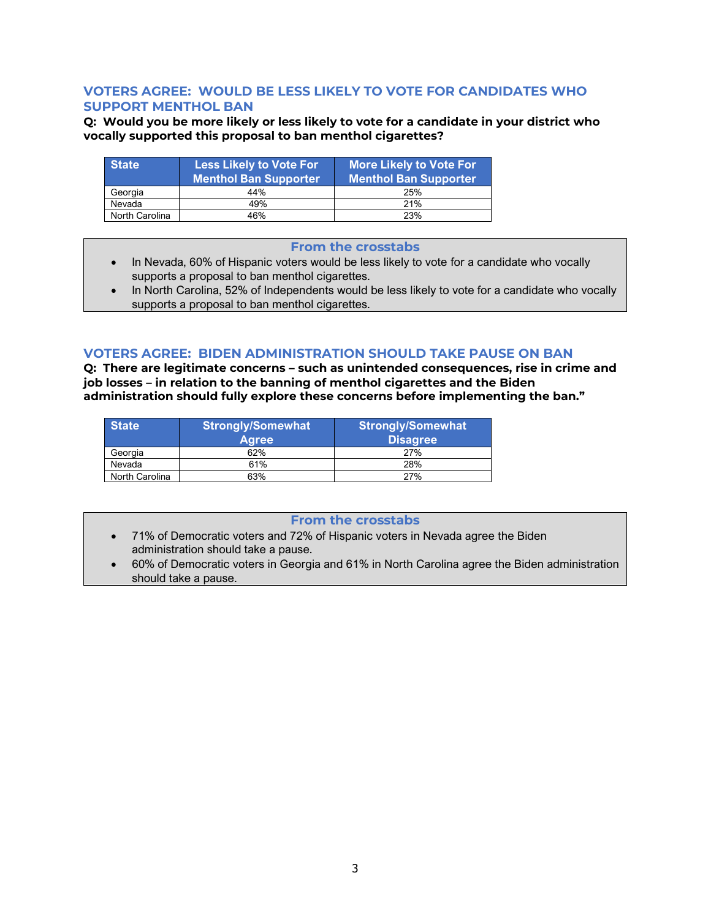## VOTERS AGREE: WOULD BE LESS LIKELY TO VOTE FOR CANDIDATES WHO SUPPORT MENTHOL BAN

**Q: Would you be more likely or less likely to vote for a candidate in your district who vocally supported this proposal to ban menthol cigarettes?**

| State | Less Likely to Vote For Menthol Ban Supporter | More Likely to Vote For Menthol Ban Supporter |
|---|---|---|
| Georgia | 44% | 25% |
| Nevada | 49% | 21% |
| North Carolina | 46% | 23% |

### From the crosstabs

- In Nevada, 60% of Hispanic voters would be less likely to vote for a candidate who vocally supports a proposal to ban menthol cigarettes.
- In North Carolina, 52% of Independents would be less likely to vote for a candidate who vocally supports a proposal to ban menthol cigarettes.

## VOTERS AGREE: BIDEN ADMINISTRATION SHOULD TAKE PAUSE ON BAN

**Q: There are legitimate concerns – such as unintended consequences, rise in crime and job losses – in relation to the banning of menthol cigarettes and the Biden administration should fully explore these concerns before implementing the ban."**

| State | Strongly/Somewhat Agree | Strongly/Somewhat Disagree |
|---|---|---|
| Georgia | 62% | 27% |
| Nevada | 61% | 28% |
| North Carolina | 63% | 27% |

### From the crosstabs

- 71% of Democratic voters and 72% of Hispanic voters in Nevada agree the Biden administration should take a pause.
- 60% of Democratic voters in Georgia and 61% in North Carolina agree the Biden administration should take a pause.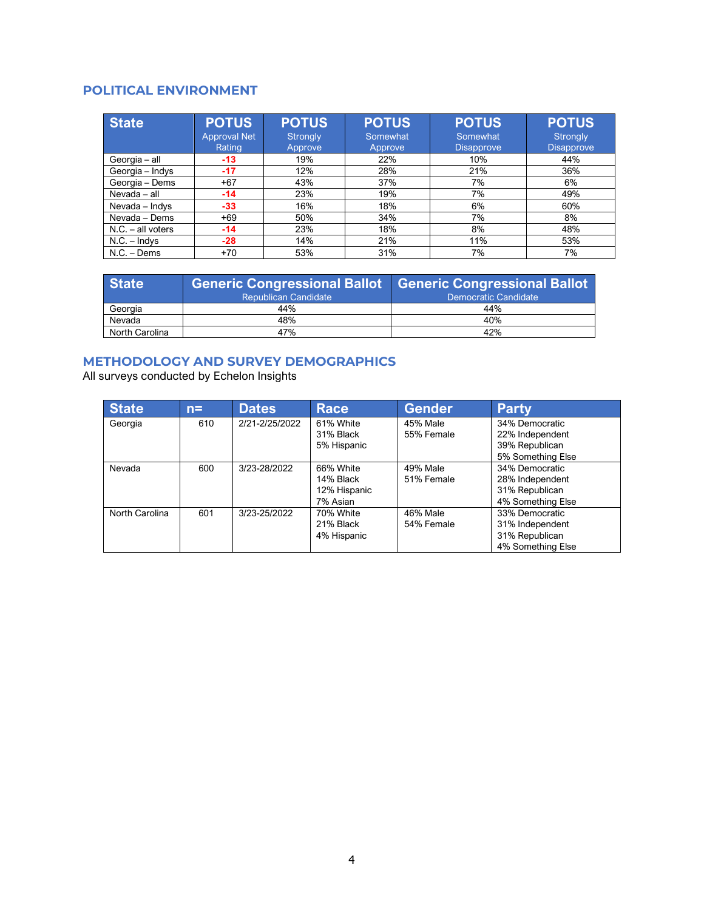## POLITICAL ENVIRONMENT

| State | POTUS Approval Net Rating | POTUS Strongly Approve | POTUS Somewhat Approve | POTUS Somewhat Disapprove | POTUS Strongly Disapprove |
|---|---|---|---|---|---|
| Georgia – all | -13 | 19% | 22% | 10% | 44% |
| Georgia – Indys | -17 | 12% | 28% | 21% | 36% |
| Georgia – Dems | +67 | 43% | 37% | 7% | 6% |
| Nevada – all | -14 | 23% | 19% | 7% | 49% |
| Nevada – Indys | -33 | 16% | 18% | 6% | 60% |
| Nevada – Dems | +69 | 50% | 34% | 7% | 8% |
| N.C. – all voters | -14 | 23% | 18% | 8% | 48% |
| N.C. – Indys | -28 | 14% | 21% | 11% | 53% |
| N.C. – Dems | +70 | 53% | 31% | 7% | 7% |

| State | Generic Congressional Ballot Republican Candidate | Generic Congressional Ballot Democratic Candidate |
|---|---|---|
| Georgia | 44% | 44% |
| Nevada | 48% | 40% |
| North Carolina | 47% | 42% |

## METHODOLOGY AND SURVEY DEMOGRAPHICS

All surveys conducted by Echelon Insights

| State | n= | Dates | Race | Gender | Party |
|---|---|---|---|---|---|
| Georgia | 610 | 2/21-2/25/2022 | 61% White<br>31% Black<br>5% Hispanic | 45% Male<br>55% Female | 34% Democratic<br>22% Independent<br>39% Republican<br>5% Something Else |
| Nevada | 600 | 3/23-28/2022 | 66% White<br>14% Black<br>12% Hispanic<br>7% Asian | 49% Male<br>51% Female | 34% Democratic<br>28% Independent<br>31% Republican<br>4% Something Else |
| North Carolina | 601 | 3/23-25/2022 | 70% White<br>21% Black<br>4% Hispanic | 46% Male<br>54% Female | 33% Democratic<br>31% Independent<br>31% Republican<br>4% Something Else |